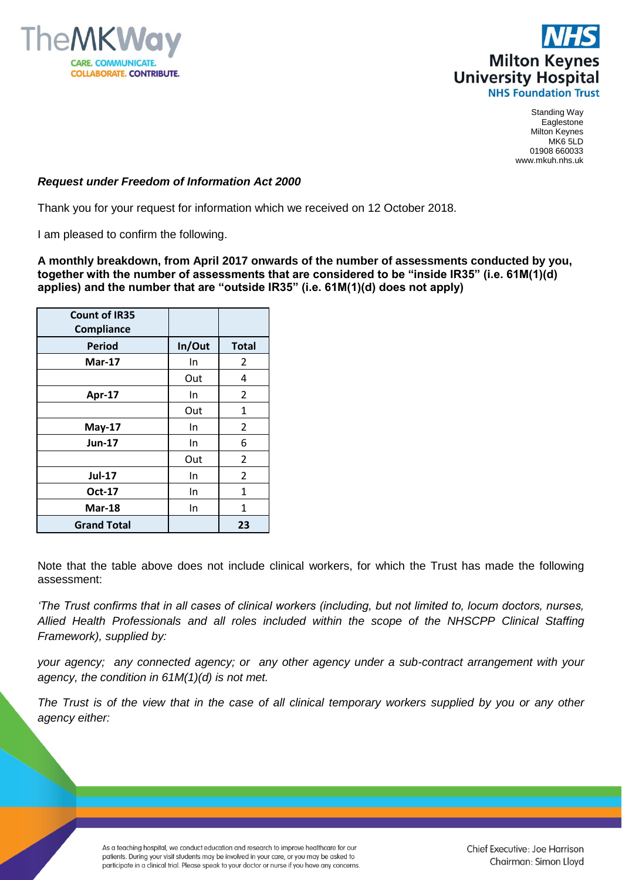Standing Way
Eaglestone
Milton Keynes
MK6 5LD
01908 660033
www.mkuh.nhs.uk

***Request under Freedom of Information Act 2000***

Thank you for your request for information which we received on 12 October 2018.

I am pleased to confirm the following.

**A monthly breakdown, from April 2017 onwards of the number of assessments conducted by you, together with the number of assessments that are considered to be "inside IR35" (i.e. 61M(1)(d) applies) and the number that are "outside IR35" (i.e. 61M(1)(d) does not apply)**

| Count of IR35 Compliance | | |
|---|---|---|
| **Period** | **In/Out** | **Total** |
| **Mar-17** | In | 2 |
| | Out | 4 |
| **Apr-17** | In | 2 |
| | Out | 1 |
| **May-17** | In | 2 |
| **Jun-17** | In | 6 |
| | Out | 2 |
| **Jul-17** | In | 2 |
| **Oct-17** | In | 1 |
| **Mar-18** | In | 1 |
| **Grand Total** | | **23** |

Note that the table above does not include clinical workers, for which the Trust has made the following assessment:

*'The Trust confirms that in all cases of clinical workers (including, but not limited to, locum doctors, nurses, Allied Health Professionals and all roles included within the scope of the NHSCPP Clinical Staffing Framework), supplied by:*

*your agency; any connected agency; or any other agency under a sub-contract arrangement with your agency, the condition in 61M(1)(d) is not met.*

*The Trust is of the view that in the case of all clinical temporary workers supplied by you or any other agency either:*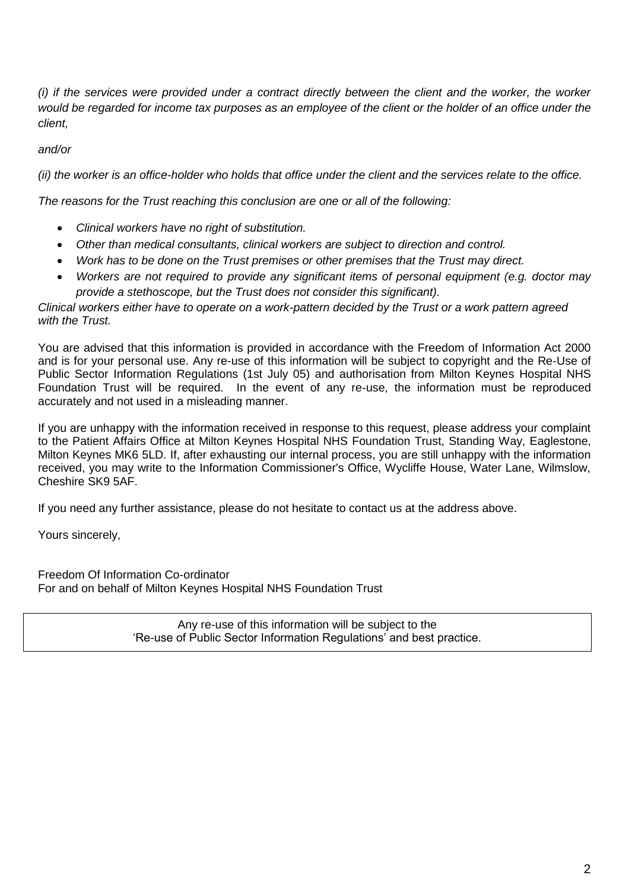*(i) if the services were provided under a contract directly between the client and the worker, the worker would be regarded for income tax purposes as an employee of the client or the holder of an office under the client,*

*and/or*

*(ii) the worker is an office-holder who holds that office under the client and the services relate to the office.*

*The reasons for the Trust reaching this conclusion are one or all of the following:*

- *Clinical workers have no right of substitution.*
- *Other than medical consultants, clinical workers are subject to direction and control.*
- *Work has to be done on the Trust premises or other premises that the Trust may direct.*
- *Workers are not required to provide any significant items of personal equipment (e.g. doctor may provide a stethoscope, but the Trust does not consider this significant).*

*Clinical workers either have to operate on a work-pattern decided by the Trust or a work pattern agreed with the Trust.*

You are advised that this information is provided in accordance with the Freedom of Information Act 2000 and is for your personal use. Any re-use of this information will be subject to copyright and the Re-Use of Public Sector Information Regulations (1st July 05) and authorisation from Milton Keynes Hospital NHS Foundation Trust will be required. In the event of any re-use, the information must be reproduced accurately and not used in a misleading manner.

If you are unhappy with the information received in response to this request, please address your complaint to the Patient Affairs Office at Milton Keynes Hospital NHS Foundation Trust, Standing Way, Eaglestone, Milton Keynes MK6 5LD. If, after exhausting our internal process, you are still unhappy with the information received, you may write to the Information Commissioner's Office, Wycliffe House, Water Lane, Wilmslow, Cheshire SK9 5AF.

If you need any further assistance, please do not hesitate to contact us at the address above.

Yours sincerely,

Freedom Of Information Co-ordinator
For and on behalf of Milton Keynes Hospital NHS Foundation Trust

Any re-use of this information will be subject to the
'Re-use of Public Sector Information Regulations' and best practice.